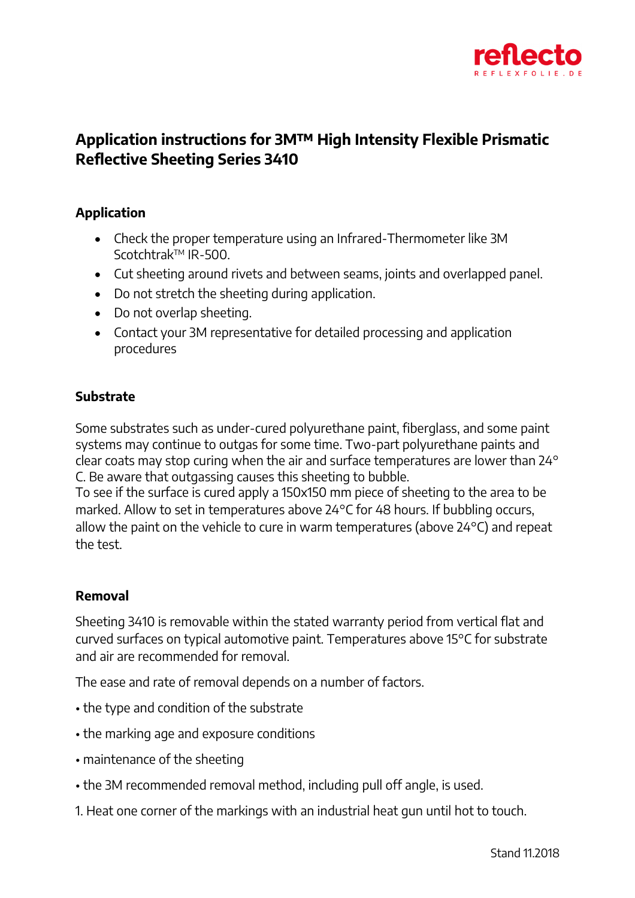# Application instructions for 3M™ High Intensity Flexible Prismatic Reflective Sheeting Series 3410

## Application

- Check the proper temperature using an Infrared-Thermometer like 3M Scotchtrak™ IR-500.
- Cut sheeting around rivets and between seams, joints and overlapped panel.
- Do not stretch the sheeting during application.
- Do not overlap sheeting.
- Contact your 3M representative for detailed processing and application procedures

## Substrate

Some substrates such as under-cured polyurethane paint, fiberglass, and some paint systems may continue to outgas for some time. Two-part polyurethane paints and clear coats may stop curing when the air and surface temperatures are lower than 24° C. Be aware that outgassing causes this sheeting to bubble.
To see if the surface is cured apply a 150x150 mm piece of sheeting to the area to be marked. Allow to set in temperatures above 24°C for 48 hours. If bubbling occurs, allow the paint on the vehicle to cure in warm temperatures (above 24°C) and repeat the test.

## Removal

Sheeting 3410 is removable within the stated warranty period from vertical flat and curved surfaces on typical automotive paint. Temperatures above 15°C for substrate and air are recommended for removal.

The ease and rate of removal depends on a number of factors.

- the type and condition of the substrate
- the marking age and exposure conditions
- maintenance of the sheeting
- the 3M recommended removal method, including pull off angle, is used.

1. Heat one corner of the markings with an industrial heat gun until hot to touch.

Stand 11.2018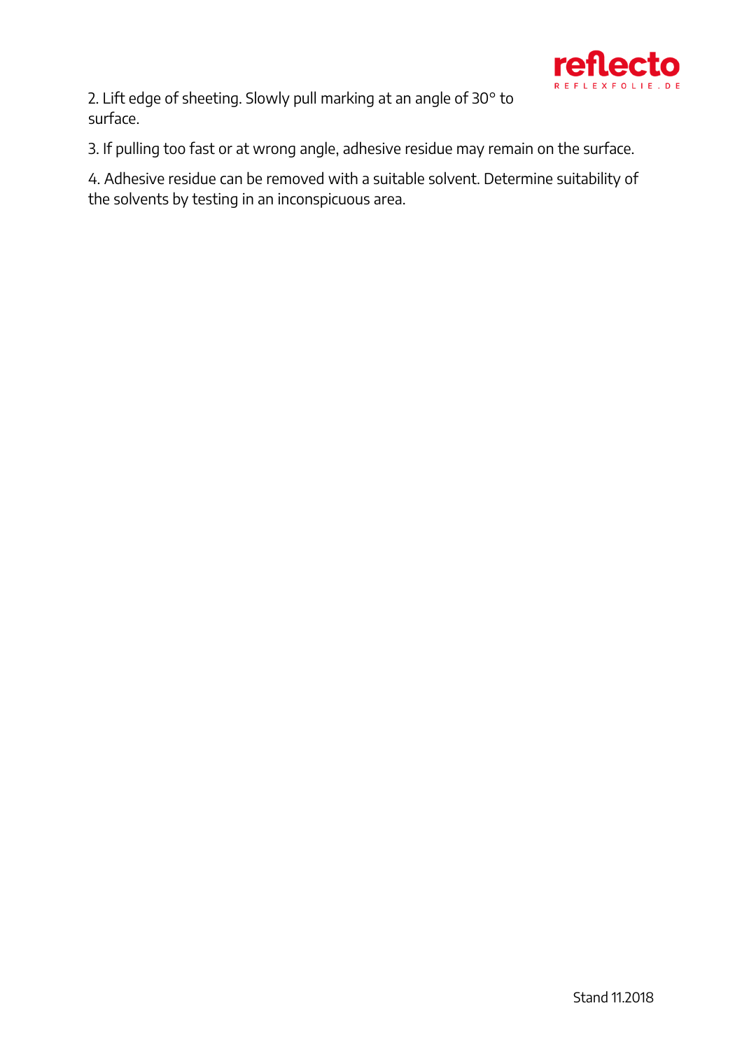2. Lift edge of sheeting. Slowly pull marking at an angle of 30° to surface.

3. If pulling too fast or at wrong angle, adhesive residue may remain on the surface.

4. Adhesive residue can be removed with a suitable solvent. Determine suitability of the solvents by testing in an inconspicuous area.

Stand 11.2018